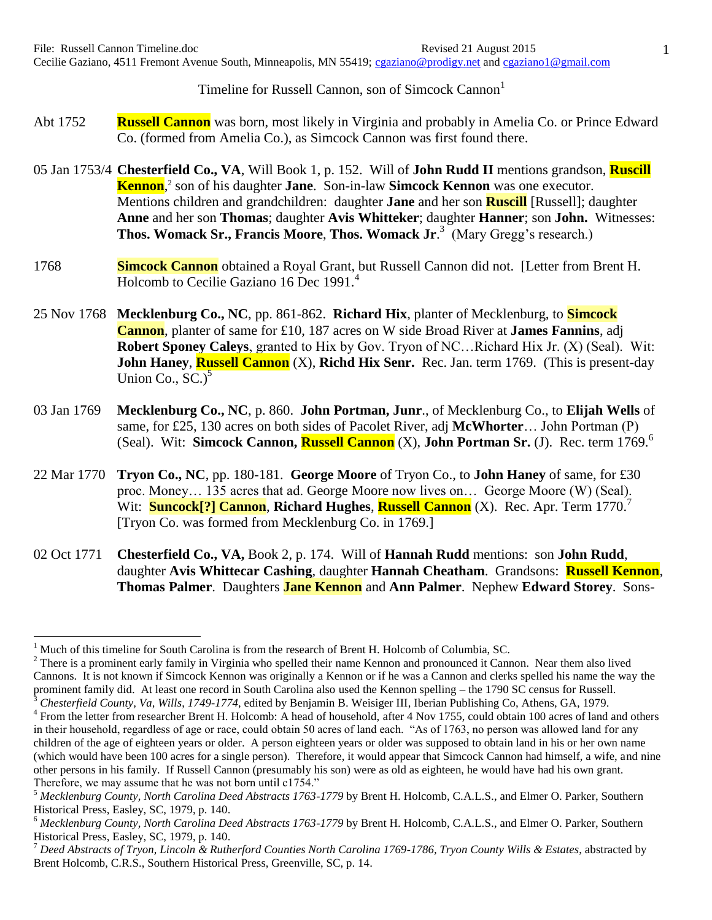File: Russell Cannon Timeline.doc Revised 21 August 2015
Cecilie Gaziano, 4511 Fremont Avenue South, Minneapolis, MN 55419; cgaziano@prodigy.net and cgaziano1@gmail.com

Timeline for Russell Cannon, son of Simcock Cannon[1]

Abt 1752 **Russell Cannon** was born, most likely in Virginia and probably in Amelia Co. or Prince Edward Co. (formed from Amelia Co.), as Simcock Cannon was first found there.

05 Jan 1753/4 **Chesterfield Co., VA**, Will Book 1, p. 152. Will of **John Rudd II** mentions grandson, **Ruscill Kennon**,[2] son of his daughter **Jane**. Son-in-law **Simcock Kennon** was one executor. Mentions children and grandchildren: daughter **Jane** and her son **Ruscill** [Russell]; daughter **Anne** and her son **Thomas**; daughter **Avis Whitteker**; daughter **Hanner**; son **John.** Witnesses: **Thos. Womack Sr., Francis Moore**, **Thos. Womack Jr**.[3] (Mary Gregg's research.)

1768 **Simcock Cannon** obtained a Royal Grant, but Russell Cannon did not. [Letter from Brent H. Holcomb to Cecilie Gaziano 16 Dec 1991.[4]

25 Nov 1768 **Mecklenburg Co., NC**, pp. 861-862. **Richard Hix**, planter of Mecklenburg, to **Simcock Cannon**, planter of same for £10, 187 acres on W side Broad River at **James Fannins**, adj **Robert Sponey Caleys**, granted to Hix by Gov. Tryon of NC…Richard Hix Jr. (X) (Seal). Wit: **John Haney**, **Russell Cannon** (X), **Richd Hix Senr.** Rec. Jan. term 1769. (This is present-day Union Co., SC.)[5]

03 Jan 1769 **Mecklenburg Co., NC**, p. 860. **John Portman, Junr**., of Mecklenburg Co., to **Elijah Wells** of same, for £25, 130 acres on both sides of Pacolet River, adj **McWhorter**… John Portman (P) (Seal). Wit: **Simcock Cannon, Russell Cannon** (X), **John Portman Sr.** (J). Rec. term 1769.[6]

22 Mar 1770 **Tryon Co., NC**, pp. 180-181. **George Moore** of Tryon Co., to **John Haney** of same, for £30 proc. Money… 135 acres that ad. George Moore now lives on… George Moore (W) (Seal). Wit: **Suncock[?] Cannon**, **Richard Hughes**, **Russell Cannon** (X). Rec. Apr. Term 1770.[7] [Tryon Co. was formed from Mecklenburg Co. in 1769.]

02 Oct 1771 **Chesterfield Co., VA,** Book 2, p. 174. Will of **Hannah Rudd** mentions: son **John Rudd**, daughter **Avis Whittecar Cashing**, daughter **Hannah Cheatham**. Grandsons: **Russell Kennon**, **Thomas Palmer**. Daughters **Jane Kennon** and **Ann Palmer**. Nephew **Edward Storey**. Sons-

---

[1] Much of this timeline for South Carolina is from the research of Brent H. Holcomb of Columbia, SC.

[2] There is a prominent early family in Virginia who spelled their name Kennon and pronounced it Cannon. Near them also lived Cannons. It is not known if Simcock Kennon was originally a Kennon or if he was a Cannon and clerks spelled his name the way the prominent family did. At least one record in South Carolina also used the Kennon spelling – the 1790 SC census for Russell.

[3] *Chesterfield County, Va, Wills, 1749-1774*, edited by Benjamin B. Weisiger III, Iberian Publishing Co, Athens, GA, 1979.

[4] From the letter from researcher Brent H. Holcomb: A head of household, after 4 Nov 1755, could obtain 100 acres of land and others in their household, regardless of age or race, could obtain 50 acres of land each. "As of 1763, no person was allowed land for any children of the age of eighteen years or older. A person eighteen years or older was supposed to obtain land in his or her own name (which would have been 100 acres for a single person). Therefore, it would appear that Simcock Cannon had himself, a wife, and nine other persons in his family. If Russell Cannon (presumably his son) were as old as eighteen, he would have had his own grant. Therefore, we may assume that he was not born until c1754."

[5] *Mecklenburg County, North Carolina Deed Abstracts 1763-1779* by Brent H. Holcomb, C.A.L.S., and Elmer O. Parker, Southern Historical Press, Easley, SC, 1979, p. 140.

[6] *Mecklenburg County, North Carolina Deed Abstracts 1763-1779* by Brent H. Holcomb, C.A.L.S., and Elmer O. Parker, Southern Historical Press, Easley, SC, 1979, p. 140.

[7] *Deed Abstracts of Tryon, Lincoln & Rutherford Counties North Carolina 1769-1786, Tryon County Wills & Estates*, abstracted by Brent Holcomb, C.R.S., Southern Historical Press, Greenville, SC, p. 14.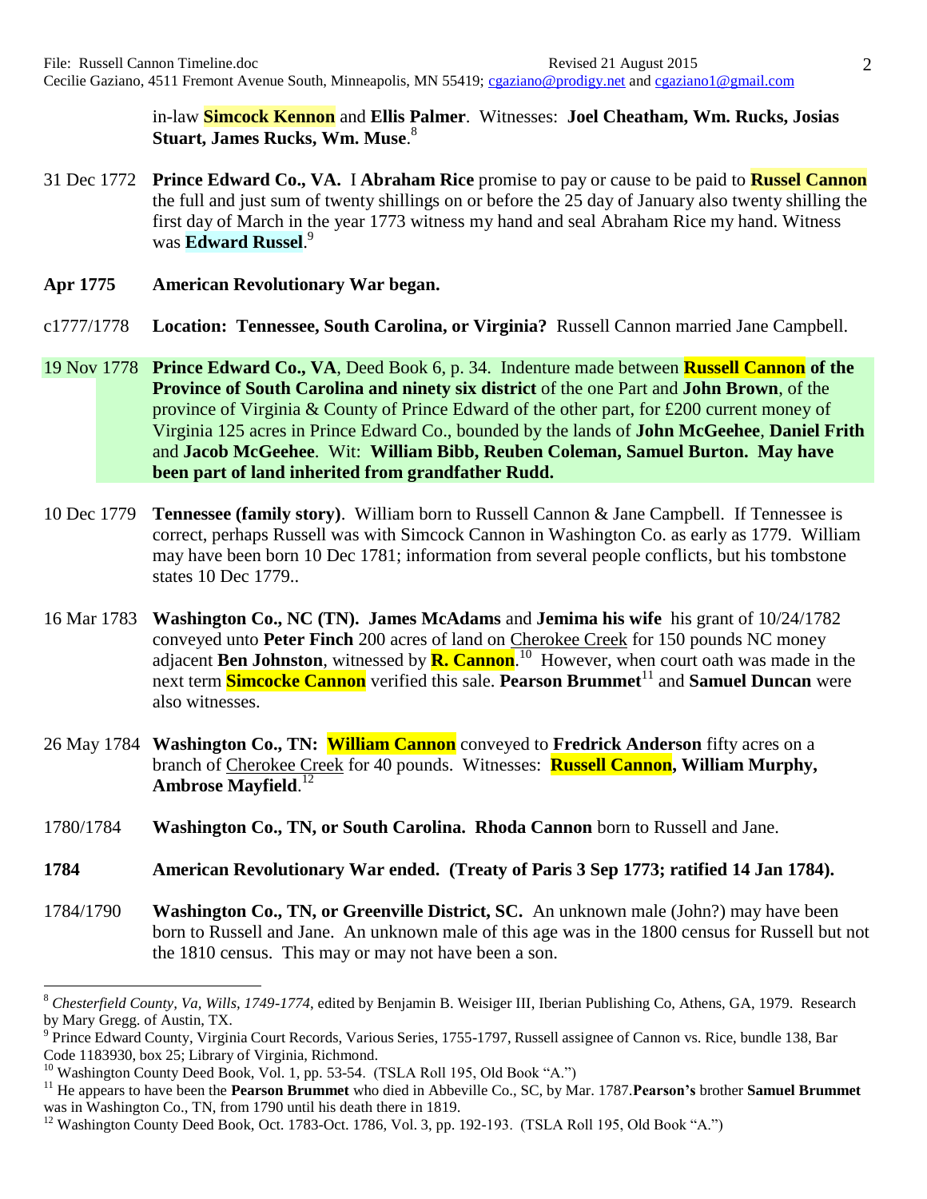in-law **Simcock Kennon** and **Ellis Palmer**. Witnesses: **Joel Cheatham, Wm. Rucks, Josias Stuart, James Rucks, Wm. Muse**.[8]

31 Dec 1772 **Prince Edward Co., VA.** I **Abraham Rice** promise to pay or cause to be paid to **Russel Cannon** the full and just sum of twenty shillings on or before the 25 day of January also twenty shilling the first day of March in the year 1773 witness my hand and seal Abraham Rice my hand. Witness was **Edward Russel**.[9]

**Apr 1775 American Revolutionary War began.**

c1777/1778 **Location: Tennessee, South Carolina, or Virginia?** Russell Cannon married Jane Campbell.

19 Nov 1778 **Prince Edward Co., VA**, Deed Book 6, p. 34. Indenture made between **Russell Cannon of the Province of South Carolina and ninety six district** of the one Part and **John Brown**, of the province of Virginia & County of Prince Edward of the other part, for £200 current money of Virginia 125 acres in Prince Edward Co., bounded by the lands of **John McGeehee**, **Daniel Frith** and **Jacob McGeehee**. Wit: **William Bibb, Reuben Coleman, Samuel Burton. May have been part of land inherited from grandfather Rudd.**

10 Dec 1779 **Tennessee (family story)**. William born to Russell Cannon & Jane Campbell. If Tennessee is correct, perhaps Russell was with Simcock Cannon in Washington Co. as early as 1779. William may have been born 10 Dec 1781; information from several people conflicts, but his tombstone states 10 Dec 1779..

16 Mar 1783 **Washington Co., NC (TN). James McAdams** and **Jemima his wife** his grant of 10/24/1782 conveyed unto **Peter Finch** 200 acres of land on Cherokee Creek for 150 pounds NC money adjacent **Ben Johnston**, witnessed by **R. Cannon**.[10] However, when court oath was made in the next term **Simcocke Cannon** verified this sale. **Pearson Brummet**[11] and **Samuel Duncan** were also witnesses.

26 May 1784 **Washington Co., TN: William Cannon** conveyed to **Fredrick Anderson** fifty acres on a branch of Cherokee Creek for 40 pounds. Witnesses: **Russell Cannon, William Murphy, Ambrose Mayfield**.[12]

1780/1784 **Washington Co., TN, or South Carolina. Rhoda Cannon** born to Russell and Jane.

**1784 American Revolutionary War ended. (Treaty of Paris 3 Sep 1773; ratified 14 Jan 1784).**

1784/1790 **Washington Co., TN, or Greenville District, SC.** An unknown male (John?) may have been born to Russell and Jane. An unknown male of this age was in the 1800 census for Russell but not the 1810 census. This may or may not have been a son.

---

[8] *Chesterfield County, Va, Wills, 1749-1774*, edited by Benjamin B. Weisiger III, Iberian Publishing Co, Athens, GA, 1979. Research by Mary Gregg. of Austin, TX.

[9] Prince Edward County, Virginia Court Records, Various Series, 1755-1797, Russell assignee of Cannon vs. Rice, bundle 138, Bar Code 1183930, box 25; Library of Virginia, Richmond.

[10] Washington County Deed Book, Vol. 1, pp. 53-54. (TSLA Roll 195, Old Book "A.")

[11] He appears to have been the **Pearson Brummet** who died in Abbeville Co., SC, by Mar. 1787.**Pearson's** brother **Samuel Brummet** was in Washington Co., TN, from 1790 until his death there in 1819.

[12] Washington County Deed Book, Oct. 1783-Oct. 1786, Vol. 3, pp. 192-193. (TSLA Roll 195, Old Book "A.")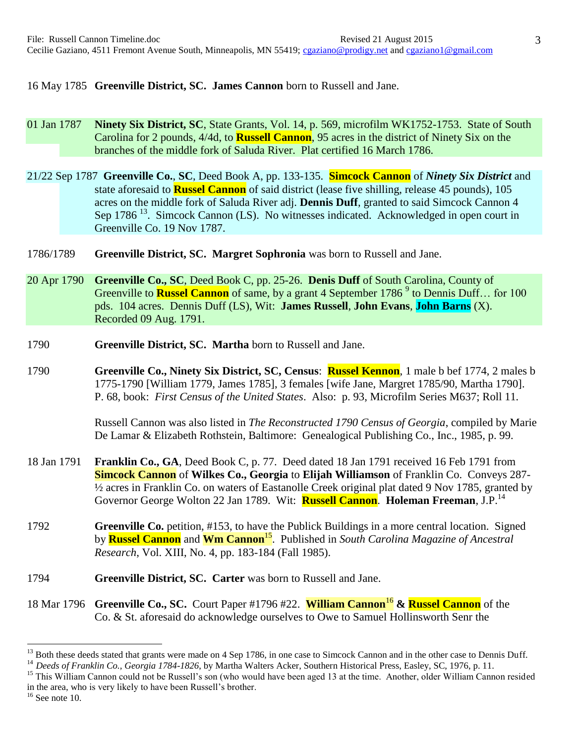16 May 1785 **Greenville District, SC. James Cannon** born to Russell and Jane.

01 Jan 1787 **Ninety Six District, SC**, State Grants, Vol. 14, p. 569, microfilm WK1752-1753. State of South Carolina for 2 pounds, 4/4d, to **Russell Cannon**, 95 acres in the district of Ninety Six on the branches of the middle fork of Saluda River. Plat certified 16 March 1786.

21/22 Sep 1787 **Greenville Co.**, **SC**, Deed Book A, pp. 133-135. **Simcock Cannon** of ***Ninety Six District*** and state aforesaid to **Russel Cannon** of said district (lease five shilling, release 45 pounds), 105 acres on the middle fork of Saluda River adj. **Dennis Duff**, granted to said Simcock Cannon 4 Sep 1786 [13]. Simcock Cannon (LS). No witnesses indicated. Acknowledged in open court in Greenville Co. 19 Nov 1787.

1786/1789 **Greenville District, SC. Margret Sophronia** was born to Russell and Jane.

20 Apr 1790 **Greenville Co., SC**, Deed Book C, pp. 25-26. **Denis Duff** of South Carolina, County of Greenville to **Russel Cannon** of same, by a grant 4 September 1786 [9] to Dennis Duff… for 100 pds. 104 acres. Dennis Duff (LS), Wit: **James Russell**, **John Evans**, **John Barns** (X). Recorded 09 Aug. 1791.

1790 **Greenville District, SC. Martha** born to Russell and Jane.

1790 **Greenville Co., Ninety Six District, SC, Census**: **Russel Kennon**, 1 male b bef 1774, 2 males b 1775-1790 [William 1779, James 1785], 3 females [wife Jane, Margret 1785/90, Martha 1790]. P. 68, book: *First Census of the United States*. Also: p. 93, Microfilm Series M637; Roll 11.

Russell Cannon was also listed in *The Reconstructed 1790 Census of Georgia*, compiled by Marie De Lamar & Elizabeth Rothstein, Baltimore: Genealogical Publishing Co., Inc., 1985, p. 99.

18 Jan 1791 **Franklin Co., GA**, Deed Book C, p. 77. Deed dated 18 Jan 1791 received 16 Feb 1791 from **Simcock Cannon** of **Wilkes Co., Georgia** to **Elijah Williamson** of Franklin Co. Conveys 287-½ acres in Franklin Co. on waters of Eastanolle Creek original plat dated 9 Nov 1785, granted by Governor George Wolton 22 Jan 1789. Wit: **Russell Cannon**. **Holeman Freeman**, J.P.[14]

1792 **Greenville Co.** petition, #153, to have the Publick Buildings in a more central location. Signed by **Russel Cannon** and **Wm Cannon**[15]. Published in *South Carolina Magazine of Ancestral Research*, Vol. XIII, No. 4, pp. 183-184 (Fall 1985).

1794 **Greenville District, SC. Carter** was born to Russell and Jane.

18 Mar 1796 **Greenville Co., SC.** Court Paper #1796 #22. **William Cannon**[16] **& Russel Cannon** of the Co. & St. aforesaid do acknowledge ourselves to Owe to Samuel Hollinsworth Senr the

---

[13] Both these deeds stated that grants were made on 4 Sep 1786, in one case to Simcock Cannon and in the other case to Dennis Duff.

[14] *Deeds of Franklin Co., Georgia 1784-1826*, by Martha Walters Acker, Southern Historical Press, Easley, SC, 1976, p. 11.

[15] This William Cannon could not be Russell's son (who would have been aged 13 at the time. Another, older William Cannon resided in the area, who is very likely to have been Russell's brother.

[16] See note 10.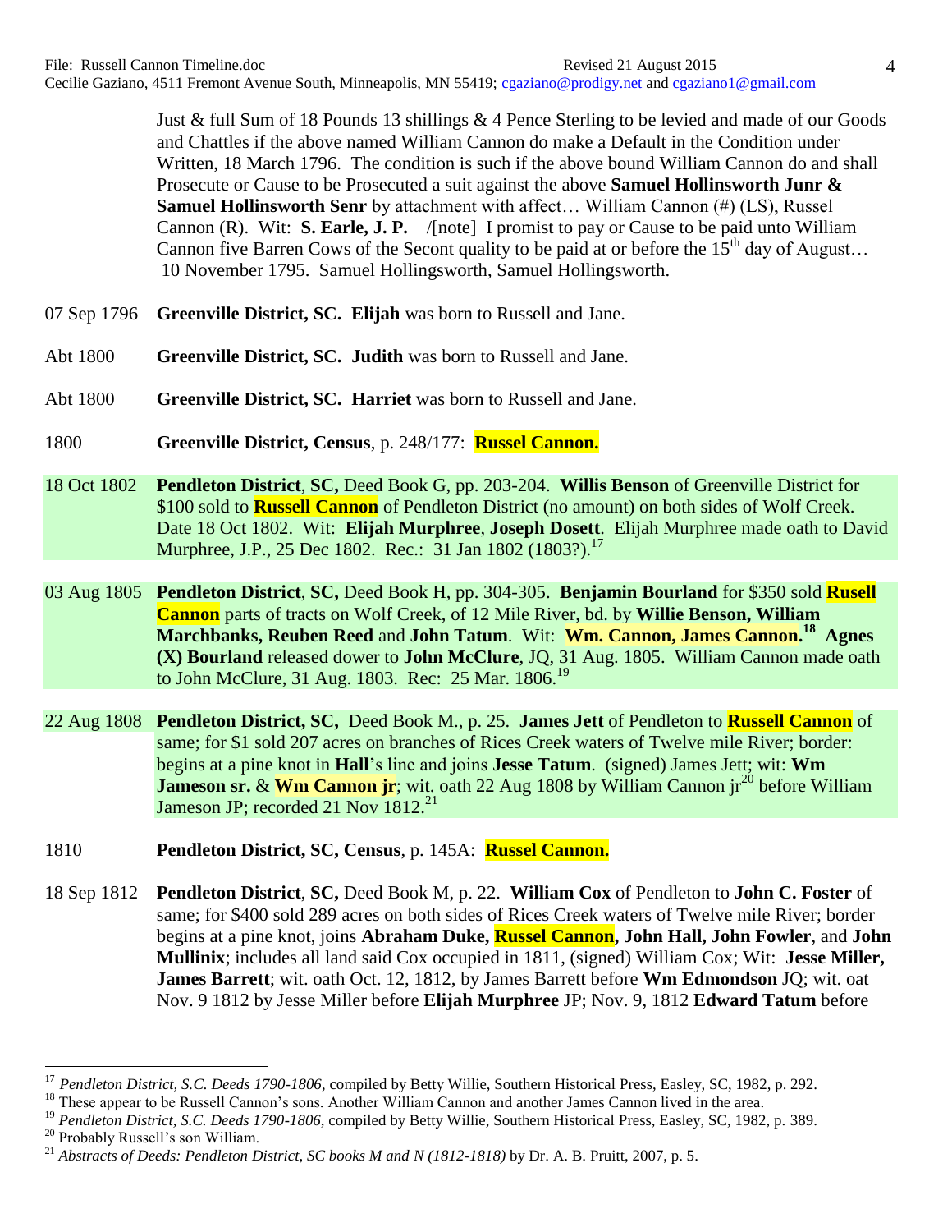Just & full Sum of 18 Pounds 13 shillings & 4 Pence Sterling to be levied and made of our Goods and Chattles if the above named William Cannon do make a Default in the Condition under Written, 18 March 1796. The condition is such if the above bound William Cannon do and shall Prosecute or Cause to be Prosecuted a suit against the above **Samuel Hollinsworth Junr & Samuel Hollinsworth Senr** by attachment with affect… William Cannon (#) (LS), Russel Cannon (R). Wit: **S. Earle, J. P.** /[note] I promist to pay or Cause to be paid unto William Cannon five Barren Cows of the Secont quality to be paid at or before the 15th day of August… 10 November 1795. Samuel Hollingsworth, Samuel Hollingsworth.

07 Sep 1796 **Greenville District, SC. Elijah** was born to Russell and Jane.

Abt 1800 **Greenville District, SC. Judith** was born to Russell and Jane.

Abt 1800 **Greenville District, SC. Harriet** was born to Russell and Jane.

1800 **Greenville District, Census**, p. 248/177: **Russel Cannon.**

18 Oct 1802 **Pendleton District**, **SC,** Deed Book G, pp. 203-204. **Willis Benson** of Greenville District for $100 sold to **Russell Cannon** of Pendleton District (no amount) on both sides of Wolf Creek. Date 18 Oct 1802. Wit: **Elijah Murphree**, **Joseph Dosett**. Elijah Murphree made oath to David Murphree, J.P., 25 Dec 1802. Rec.: 31 Jan 1802 (1803?).[17]

03 Aug 1805 **Pendleton District**, **SC,** Deed Book H, pp. 304-305. **Benjamin Bourland** for $350 sold **Rusell Cannon** parts of tracts on Wolf Creek, of 12 Mile River, bd. by **Willie Benson, William Marchbanks, Reuben Reed** and **John Tatum**. Wit: **Wm. Cannon, James Cannon.**[18] **Agnes (X) Bourland** released dower to **John McClure**, JQ, 31 Aug. 1805. William Cannon made oath to John McClure, 31 Aug. 1803. Rec: 25 Mar. 1806.[19]

22 Aug 1808 **Pendleton District, SC,** Deed Book M., p. 25. **James Jett** of Pendleton to **Russell Cannon** of same; for $1 sold 207 acres on branches of Rices Creek waters of Twelve mile River; border: begins at a pine knot in **Hall**'s line and joins **Jesse Tatum**. (signed) James Jett; wit: **Wm Jameson sr.** & **Wm Cannon jr**; wit. oath 22 Aug 1808 by William Cannon jr[20] before William Jameson JP; recorded 21 Nov 1812.[21]

1810 **Pendleton District, SC, Census**, p. 145A: **Russel Cannon.**

18 Sep 1812 **Pendleton District**, **SC,** Deed Book M, p. 22. **William Cox** of Pendleton to **John C. Foster** of same; for $400 sold 289 acres on both sides of Rices Creek waters of Twelve mile River; border begins at a pine knot, joins **Abraham Duke, Russel Cannon, John Hall, John Fowler**, and **John Mullinix**; includes all land said Cox occupied in 1811, (signed) William Cox; Wit: **Jesse Miller, James Barrett**; wit. oath Oct. 12, 1812, by James Barrett before **Wm Edmondson** JQ; wit. oat Nov. 9 1812 by Jesse Miller before **Elijah Murphree** JP; Nov. 9, 1812 **Edward Tatum** before

---

[17] *Pendleton District, S.C. Deeds 1790-1806*, compiled by Betty Willie, Southern Historical Press, Easley, SC, 1982, p. 292.

[18] These appear to be Russell Cannon's sons. Another William Cannon and another James Cannon lived in the area.

[19] *Pendleton District, S.C. Deeds 1790-1806*, compiled by Betty Willie, Southern Historical Press, Easley, SC, 1982, p. 389.

[20] Probably Russell's son William.

[21] *Abstracts of Deeds: Pendleton District, SC books M and N (1812-1818)* by Dr. A. B. Pruitt, 2007, p. 5.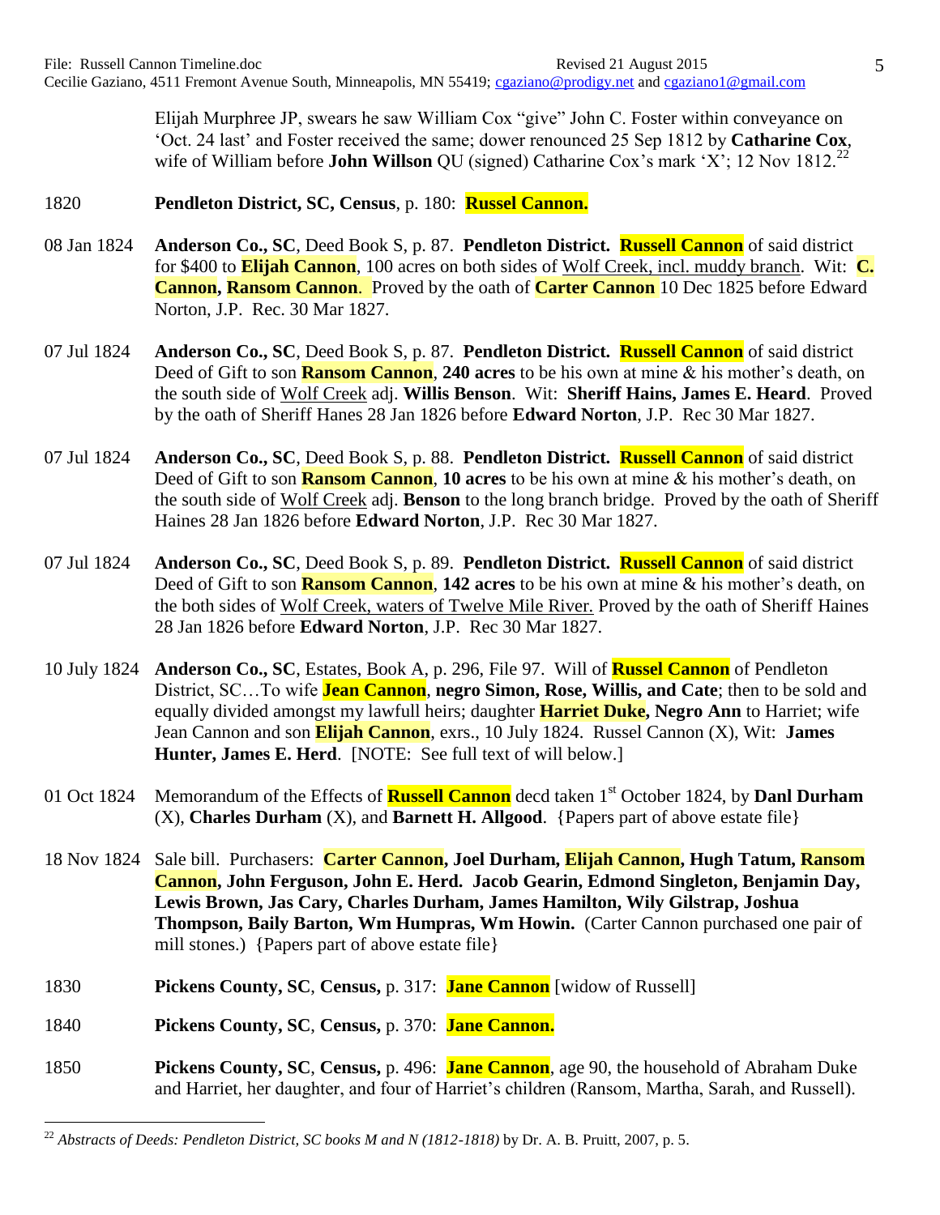Elijah Murphree JP, swears he saw William Cox "give" John C. Foster within conveyance on 'Oct. 24 last' and Foster received the same; dower renounced 25 Sep 1812 by **Catharine Cox**, wife of William before **John Willson** QU (signed) Catharine Cox's mark 'X'; 12 Nov 1812.[22]

1820 **Pendleton District, SC, Census**, p. 180: **Russel Cannon.**

08 Jan 1824 **Anderson Co., SC**, Deed Book S, p. 87. **Pendleton District. Russell Cannon** of said district for $400 to **Elijah Cannon**, 100 acres on both sides of Wolf Creek, incl. muddy branch. Wit: **C. Cannon, Ransom Cannon**. Proved by the oath of **Carter Cannon** 10 Dec 1825 before Edward Norton, J.P. Rec. 30 Mar 1827.

07 Jul 1824 **Anderson Co., SC**, Deed Book S, p. 87. **Pendleton District. Russell Cannon** of said district Deed of Gift to son **Ransom Cannon**, **240 acres** to be his own at mine & his mother's death, on the south side of Wolf Creek adj. **Willis Benson**. Wit: **Sheriff Hains, James E. Heard**. Proved by the oath of Sheriff Hanes 28 Jan 1826 before **Edward Norton**, J.P. Rec 30 Mar 1827.

07 Jul 1824 **Anderson Co., SC**, Deed Book S, p. 88. **Pendleton District. Russell Cannon** of said district Deed of Gift to son **Ransom Cannon**, **10 acres** to be his own at mine & his mother's death, on the south side of Wolf Creek adj. **Benson** to the long branch bridge. Proved by the oath of Sheriff Haines 28 Jan 1826 before **Edward Norton**, J.P. Rec 30 Mar 1827.

07 Jul 1824 **Anderson Co., SC**, Deed Book S, p. 89. **Pendleton District. Russell Cannon** of said district Deed of Gift to son **Ransom Cannon**, **142 acres** to be his own at mine & his mother's death, on the both sides of Wolf Creek, waters of Twelve Mile River. Proved by the oath of Sheriff Haines 28 Jan 1826 before **Edward Norton**, J.P. Rec 30 Mar 1827.

10 July 1824 **Anderson Co., SC**, Estates, Book A, p. 296, File 97. Will of **Russel Cannon** of Pendleton District, SC…To wife **Jean Cannon**, **negro Simon, Rose, Willis, and Cate**; then to be sold and equally divided amongst my lawfull heirs; daughter **Harriet Duke, Negro Ann** to Harriet; wife Jean Cannon and son **Elijah Cannon**, exrs., 10 July 1824. Russel Cannon (X), Wit: **James Hunter, James E. Herd**. [NOTE: See full text of will below.]

01 Oct 1824 Memorandum of the Effects of **Russell Cannon** decd taken 1st October 1824, by **Danl Durham** (X), **Charles Durham** (X), and **Barnett H. Allgood**. {Papers part of above estate file}

18 Nov 1824 Sale bill. Purchasers: **Carter Cannon, Joel Durham, Elijah Cannon, Hugh Tatum, Ransom Cannon, John Ferguson, John E. Herd. Jacob Gearin, Edmond Singleton, Benjamin Day, Lewis Brown, Jas Cary, Charles Durham, James Hamilton, Wily Gilstrap, Joshua Thompson, Baily Barton, Wm Humpras, Wm Howin.** (Carter Cannon purchased one pair of mill stones.) {Papers part of above estate file}

1830 **Pickens County, SC**, **Census,** p. 317: **Jane Cannon** [widow of Russell]

1840 **Pickens County, SC**, **Census,** p. 370: **Jane Cannon.**

1850 **Pickens County, SC**, **Census,** p. 496: **Jane Cannon**, age 90, the household of Abraham Duke and Harriet, her daughter, and four of Harriet's children (Ransom, Martha, Sarah, and Russell).

---

[22] *Abstracts of Deeds: Pendleton District, SC books M and N (1812-1818)* by Dr. A. B. Pruitt, 2007, p. 5.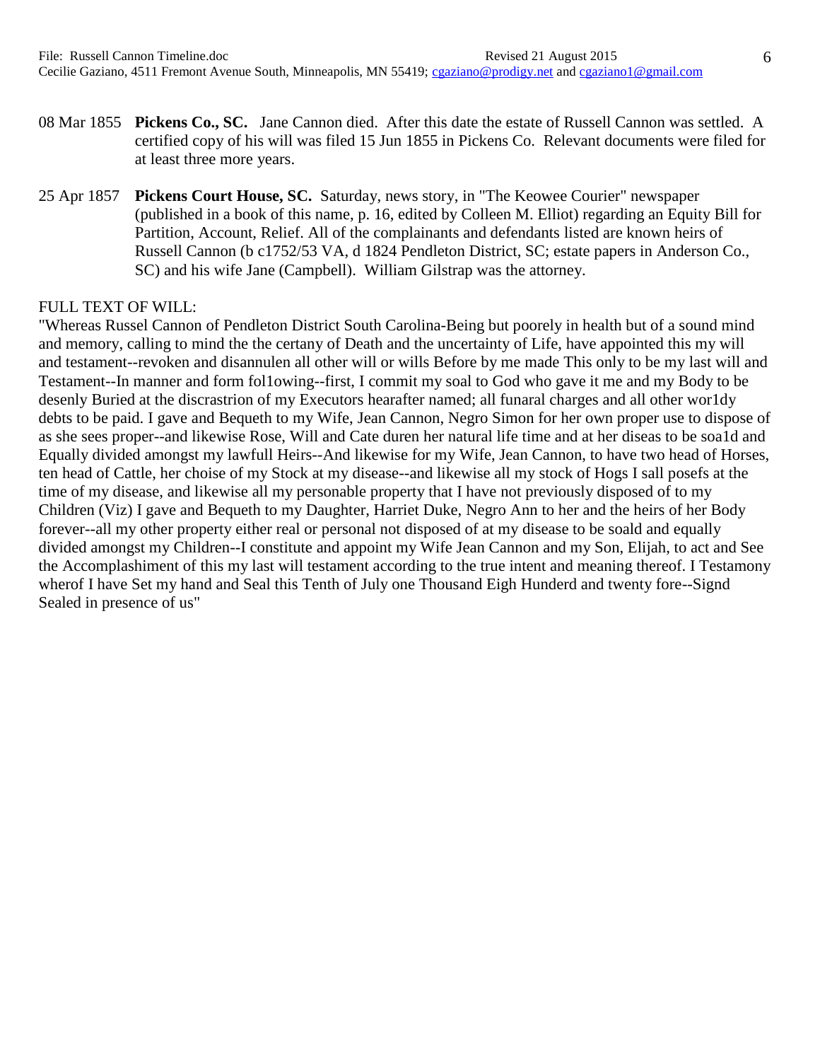08 Mar 1855 **Pickens Co., SC.** Jane Cannon died. After this date the estate of Russell Cannon was settled. A certified copy of his will was filed 15 Jun 1855 in Pickens Co. Relevant documents were filed for at least three more years.

25 Apr 1857 **Pickens Court House, SC.** Saturday, news story, in "The Keowee Courier" newspaper (published in a book of this name, p. 16, edited by Colleen M. Elliot) regarding an Equity Bill for Partition, Account, Relief. All of the complainants and defendants listed are known heirs of Russell Cannon (b c1752/53 VA, d 1824 Pendleton District, SC; estate papers in Anderson Co., SC) and his wife Jane (Campbell). William Gilstrap was the attorney.

FULL TEXT OF WILL:

"Whereas Russel Cannon of Pendleton District South Carolina-Being but poorely in health but of a sound mind and memory, calling to mind the the certany of Death and the uncertainty of Life, have appointed this my will and testament--revoken and disannulen all other will or wills Before by me made This only to be my last will and Testament--In manner and form fol1owing--first, I commit my soal to God who gave it me and my Body to be desenly Buried at the discrastrion of my Executors hearafter named; all funaral charges and all other wor1dy debts to be paid. I gave and Bequeth to my Wife, Jean Cannon, Negro Simon for her own proper use to dispose of as she sees proper--and likewise Rose, Will and Cate duren her natural life time and at her diseas to be soa1d and Equally divided amongst my lawfull Heirs--And likewise for my Wife, Jean Cannon, to have two head of Horses, ten head of Cattle, her choise of my Stock at my disease--and likewise all my stock of Hogs I sall posefs at the time of my disease, and likewise all my personable property that I have not previously disposed of to my Children (Viz) I gave and Bequeth to my Daughter, Harriet Duke, Negro Ann to her and the heirs of her Body forever--all my other property either real or personal not disposed of at my disease to be soald and equally divided amongst my Children--I constitute and appoint my Wife Jean Cannon and my Son, Elijah, to act and See the Accomplashiment of this my last will testament according to the true intent and meaning thereof. I Testamony wherof I have Set my hand and Seal this Tenth of July one Thousand Eigh Hunderd and twenty fore--Signd Sealed in presence of us"